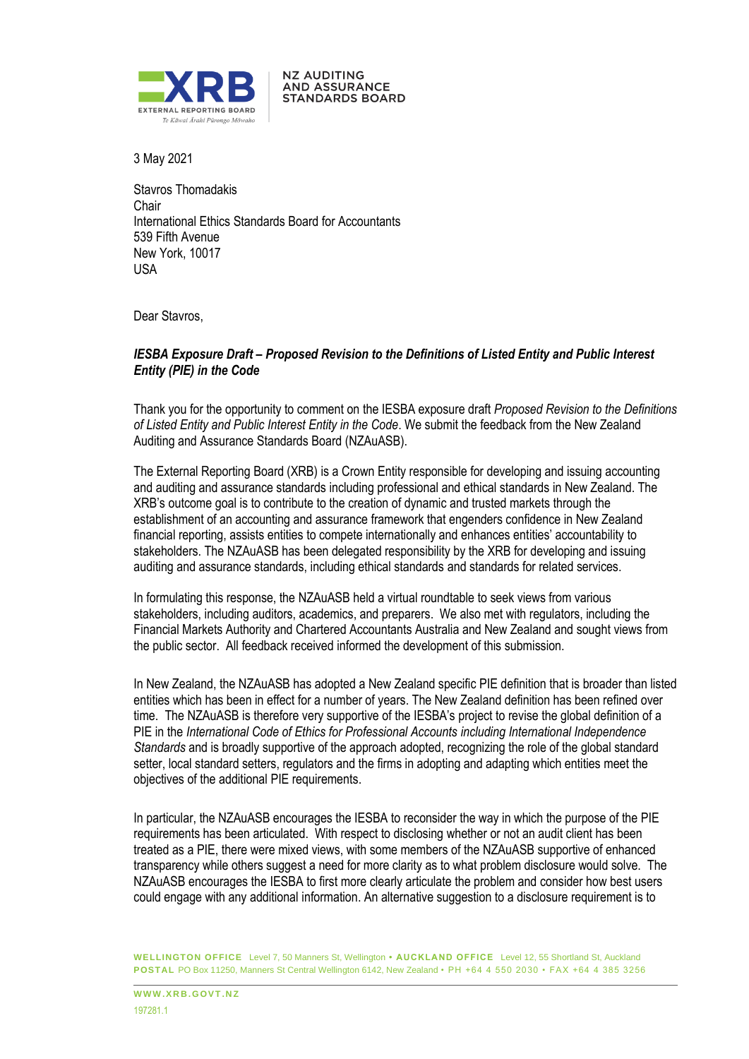NZ AUDITING AND ASSURANCE STANDARDS BOARD

3 May 2021

Stavros Thomadakis
Chair
International Ethics Standards Board for Accountants
539 Fifth Avenue
New York, 10017
USA

Dear Stavros,

***IESBA Exposure Draft – Proposed Revision to the Definitions of Listed Entity and Public Interest Entity (PIE) in the Code***

Thank you for the opportunity to comment on the IESBA exposure draft *Proposed Revision to the Definitions of Listed Entity and Public Interest Entity in the Code*. We submit the feedback from the New Zealand Auditing and Assurance Standards Board (NZAuASB).

The External Reporting Board (XRB) is a Crown Entity responsible for developing and issuing accounting and auditing and assurance standards including professional and ethical standards in New Zealand. The XRB's outcome goal is to contribute to the creation of dynamic and trusted markets through the establishment of an accounting and assurance framework that engenders confidence in New Zealand financial reporting, assists entities to compete internationally and enhances entities' accountability to stakeholders. The NZAuASB has been delegated responsibility by the XRB for developing and issuing auditing and assurance standards, including ethical standards and standards for related services.

In formulating this response, the NZAuASB held a virtual roundtable to seek views from various stakeholders, including auditors, academics, and preparers. We also met with regulators, including the Financial Markets Authority and Chartered Accountants Australia and New Zealand and sought views from the public sector. All feedback received informed the development of this submission.

In New Zealand, the NZAuASB has adopted a New Zealand specific PIE definition that is broader than listed entities which has been in effect for a number of years. The New Zealand definition has been refined over time. The NZAuASB is therefore very supportive of the IESBA's project to revise the global definition of a PIE in the *International Code of Ethics for Professional Accounts including International Independence Standards* and is broadly supportive of the approach adopted, recognizing the role of the global standard setter, local standard setters, regulators and the firms in adopting and adapting which entities meet the objectives of the additional PIE requirements.

In particular, the NZAuASB encourages the IESBA to reconsider the way in which the purpose of the PIE requirements has been articulated. With respect to disclosing whether or not an audit client has been treated as a PIE, there were mixed views, with some members of the NZAuASB supportive of enhanced transparency while others suggest a need for more clarity as to what problem disclosure would solve. The NZAuASB encourages the IESBA to first more clearly articulate the problem and consider how best users could engage with any additional information. An alternative suggestion to a disclosure requirement is to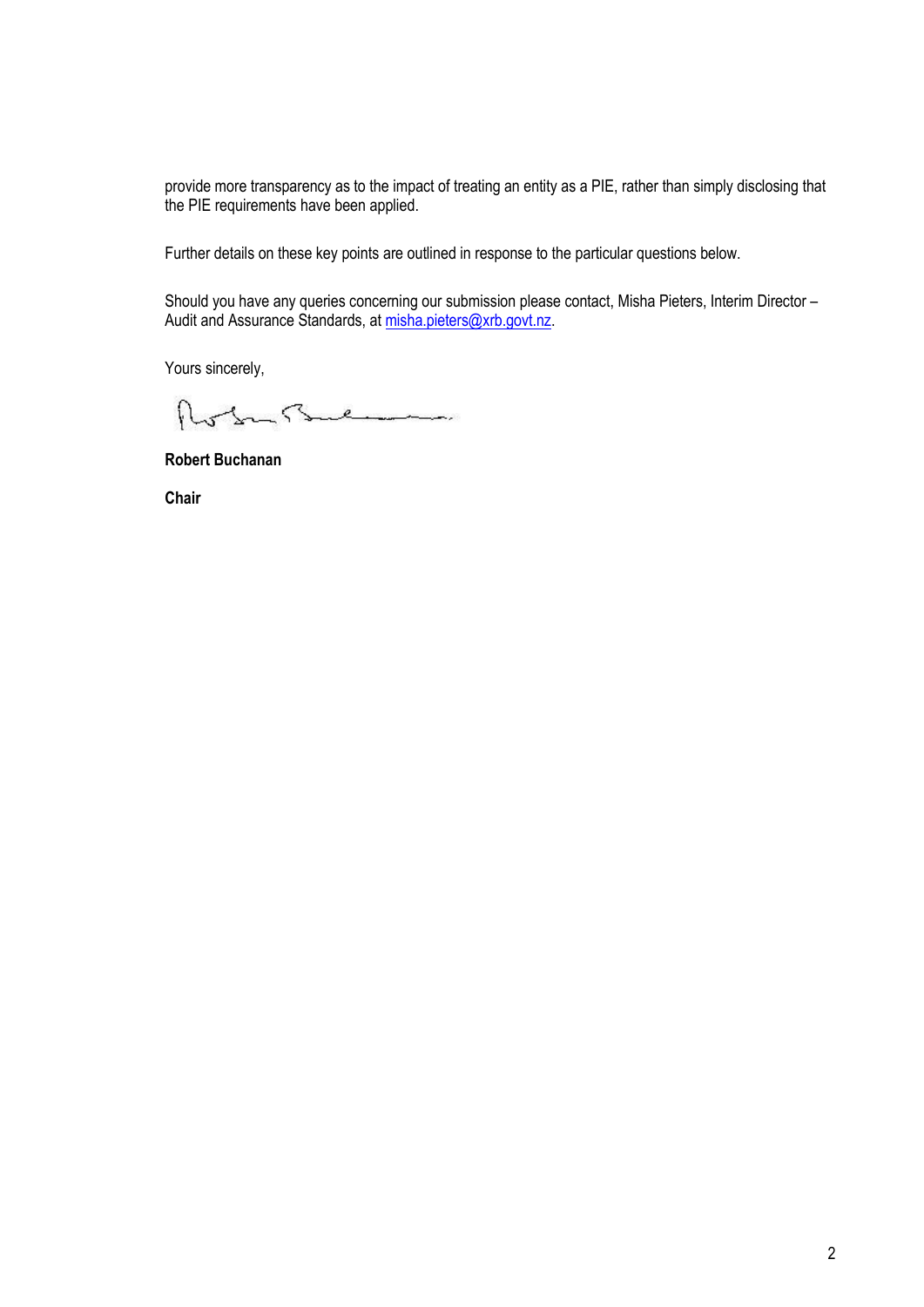provide more transparency as to the impact of treating an entity as a PIE, rather than simply disclosing that the PIE requirements have been applied.

Further details on these key points are outlined in response to the particular questions below.

Should you have any queries concerning our submission please contact, Misha Pieters, Interim Director – Audit and Assurance Standards, at [misha.pieters@xrb.govt.nz](mailto:misha.pieters@xrb.govt.nz).

Yours sincerely,

**Robert Buchanan**

**Chair**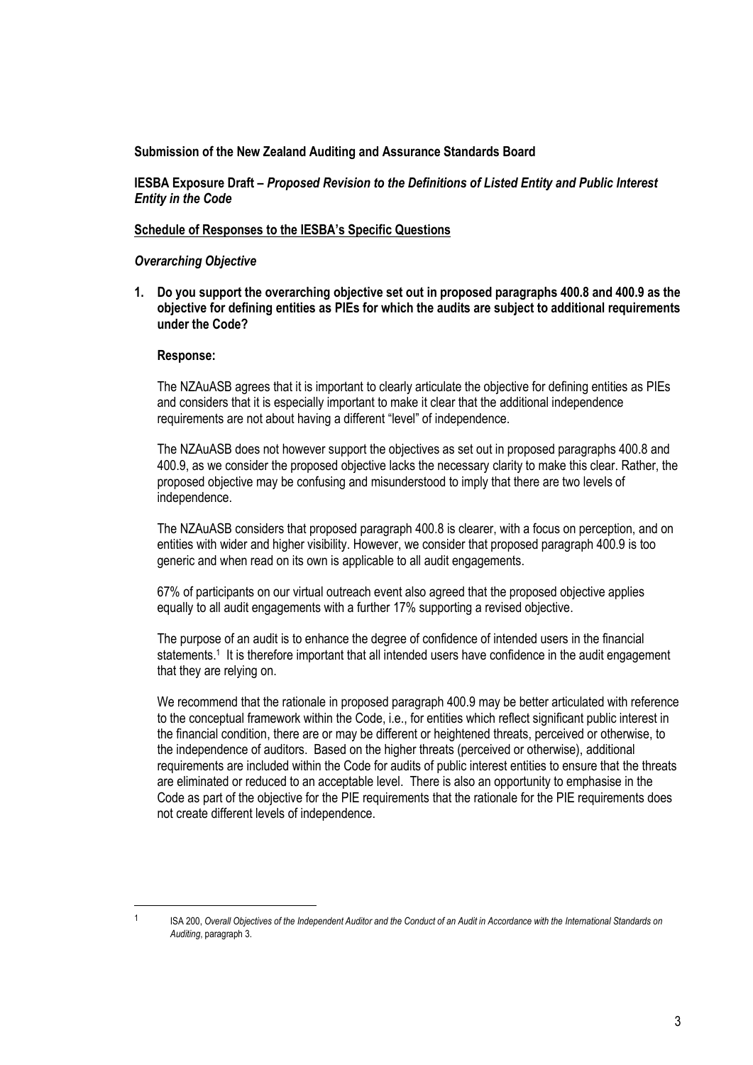**Submission of the New Zealand Auditing and Assurance Standards Board**

**IESBA Exposure Draft –** ***Proposed Revision to the Definitions of Listed Entity and Public Interest Entity in the Code***

**Schedule of Responses to the IESBA's Specific Questions**

***Overarching Objective***

**1. Do you support the overarching objective set out in proposed paragraphs 400.8 and 400.9 as the objective for defining entities as PIEs for which the audits are subject to additional requirements under the Code?**

**Response:**

The NZAuASB agrees that it is important to clearly articulate the objective for defining entities as PIEs and considers that it is especially important to make it clear that the additional independence requirements are not about having a different "level" of independence.

The NZAuASB does not however support the objectives as set out in proposed paragraphs 400.8 and 400.9, as we consider the proposed objective lacks the necessary clarity to make this clear. Rather, the proposed objective may be confusing and misunderstood to imply that there are two levels of independence.

The NZAuASB considers that proposed paragraph 400.8 is clearer, with a focus on perception, and on entities with wider and higher visibility. However, we consider that proposed paragraph 400.9 is too generic and when read on its own is applicable to all audit engagements.

67% of participants on our virtual outreach event also agreed that the proposed objective applies equally to all audit engagements with a further 17% supporting a revised objective.

The purpose of an audit is to enhance the degree of confidence of intended users in the financial statements.[1] It is therefore important that all intended users have confidence in the audit engagement that they are relying on.

We recommend that the rationale in proposed paragraph 400.9 may be better articulated with reference to the conceptual framework within the Code, i.e., for entities which reflect significant public interest in the financial condition, there are or may be different or heightened threats, perceived or otherwise, to the independence of auditors. Based on the higher threats (perceived or otherwise), additional requirements are included within the Code for audits of public interest entities to ensure that the threats are eliminated or reduced to an acceptable level. There is also an opportunity to emphasise in the Code as part of the objective for the PIE requirements that the rationale for the PIE requirements does not create different levels of independence.

---

[1] ISA 200, *Overall Objectives of the Independent Auditor and the Conduct of an Audit in Accordance with the International Standards on Auditing*, paragraph 3.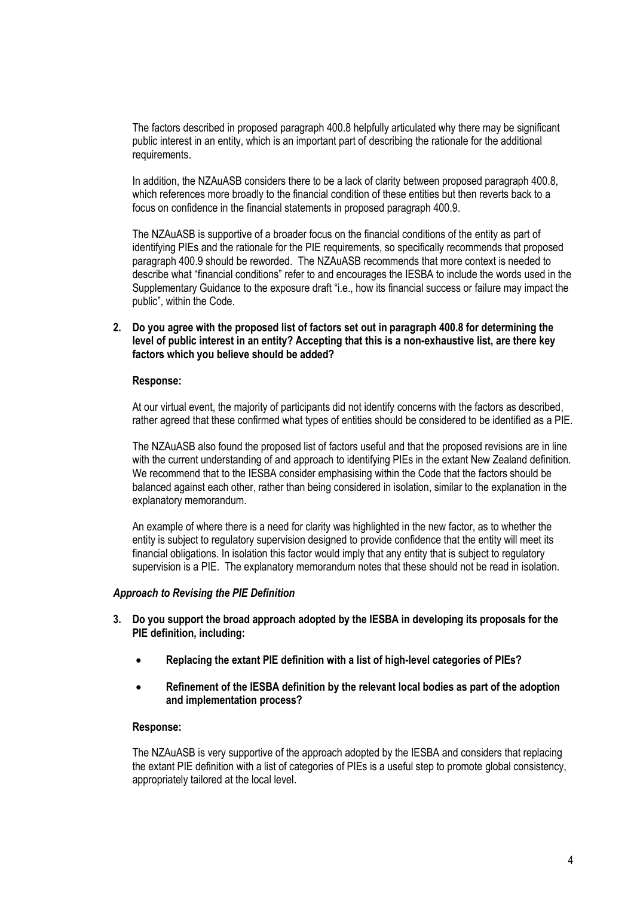The factors described in proposed paragraph 400.8 helpfully articulated why there may be significant public interest in an entity, which is an important part of describing the rationale for the additional requirements.

In addition, the NZAuASB considers there to be a lack of clarity between proposed paragraph 400.8, which references more broadly to the financial condition of these entities but then reverts back to a focus on confidence in the financial statements in proposed paragraph 400.9.

The NZAuASB is supportive of a broader focus on the financial conditions of the entity as part of identifying PIEs and the rationale for the PIE requirements, so specifically recommends that proposed paragraph 400.9 should be reworded. The NZAuASB recommends that more context is needed to describe what "financial conditions" refer to and encourages the IESBA to include the words used in the Supplementary Guidance to the exposure draft "i.e., how its financial success or failure may impact the public", within the Code.

**2. Do you agree with the proposed list of factors set out in paragraph 400.8 for determining the level of public interest in an entity? Accepting that this is a non-exhaustive list, are there key factors which you believe should be added?**

**Response:**

At our virtual event, the majority of participants did not identify concerns with the factors as described, rather agreed that these confirmed what types of entities should be considered to be identified as a PIE.

The NZAuASB also found the proposed list of factors useful and that the proposed revisions are in line with the current understanding of and approach to identifying PIEs in the extant New Zealand definition. We recommend that to the IESBA consider emphasising within the Code that the factors should be balanced against each other, rather than being considered in isolation, similar to the explanation in the explanatory memorandum.

An example of where there is a need for clarity was highlighted in the new factor, as to whether the entity is subject to regulatory supervision designed to provide confidence that the entity will meet its financial obligations. In isolation this factor would imply that any entity that is subject to regulatory supervision is a PIE. The explanatory memorandum notes that these should not be read in isolation.

***Approach to Revising the PIE Definition***

**3. Do you support the broad approach adopted by the IESBA in developing its proposals for the PIE definition, including:**

- **Replacing the extant PIE definition with a list of high-level categories of PIEs?**
- **Refinement of the IESBA definition by the relevant local bodies as part of the adoption and implementation process?**

**Response:**

The NZAuASB is very supportive of the approach adopted by the IESBA and considers that replacing the extant PIE definition with a list of categories of PIEs is a useful step to promote global consistency, appropriately tailored at the local level.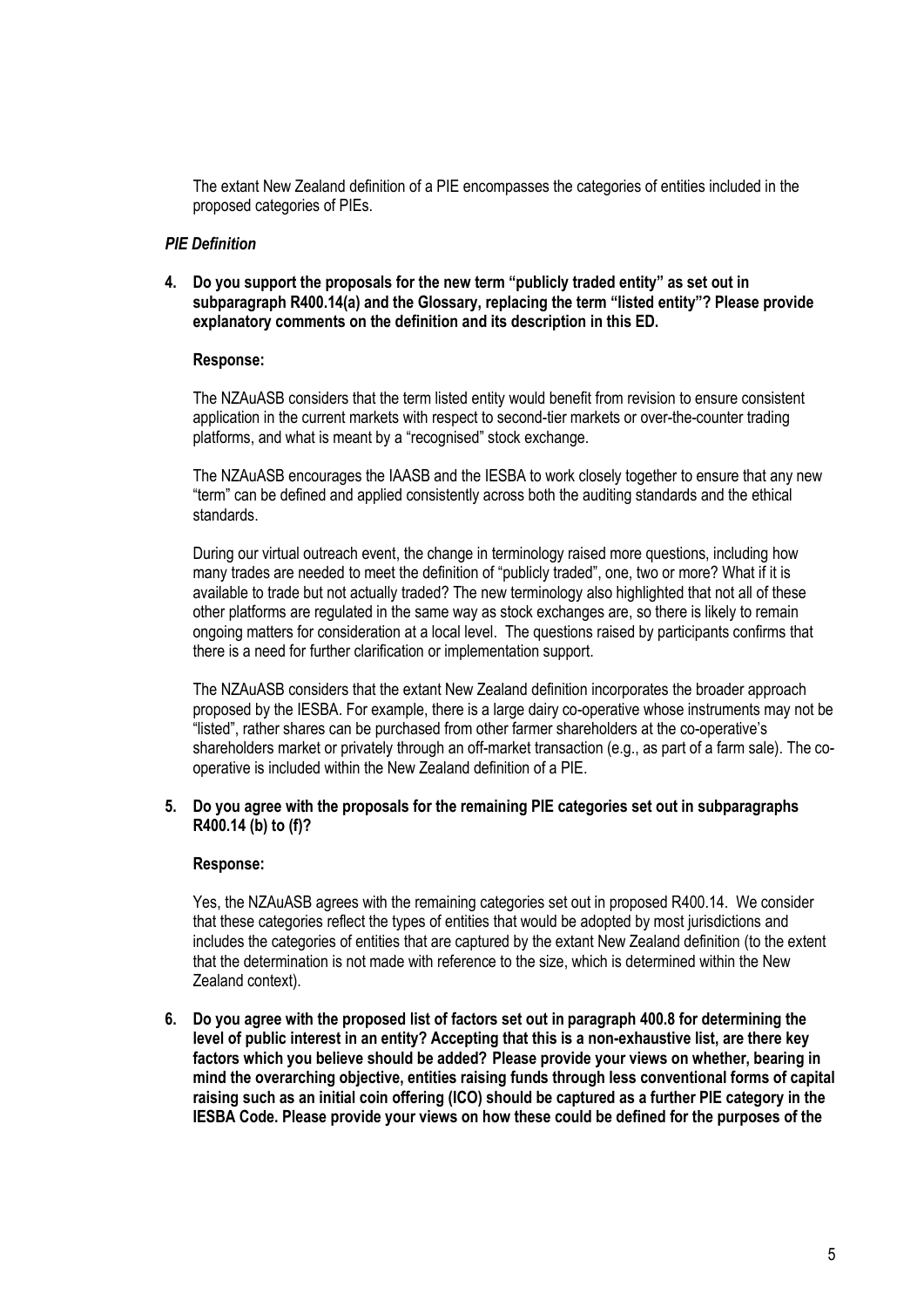The extant New Zealand definition of a PIE encompasses the categories of entities included in the proposed categories of PIEs.

### *PIE Definition*

**4. Do you support the proposals for the new term "publicly traded entity" as set out in subparagraph R400.14(a) and the Glossary, replacing the term "listed entity"? Please provide explanatory comments on the definition and its description in this ED.**

**Response:**

The NZAuASB considers that the term listed entity would benefit from revision to ensure consistent application in the current markets with respect to second-tier markets or over-the-counter trading platforms, and what is meant by a "recognised" stock exchange.

The NZAuASB encourages the IAASB and the IESBA to work closely together to ensure that any new "term" can be defined and applied consistently across both the auditing standards and the ethical standards.

During our virtual outreach event, the change in terminology raised more questions, including how many trades are needed to meet the definition of "publicly traded", one, two or more? What if it is available to trade but not actually traded? The new terminology also highlighted that not all of these other platforms are regulated in the same way as stock exchanges are, so there is likely to remain ongoing matters for consideration at a local level. The questions raised by participants confirms that there is a need for further clarification or implementation support.

The NZAuASB considers that the extant New Zealand definition incorporates the broader approach proposed by the IESBA. For example, there is a large dairy co-operative whose instruments may not be "listed", rather shares can be purchased from other farmer shareholders at the co-operative's shareholders market or privately through an off-market transaction (e.g., as part of a farm sale). The co-operative is included within the New Zealand definition of a PIE.

**5. Do you agree with the proposals for the remaining PIE categories set out in subparagraphs R400.14 (b) to (f)?**

**Response:**

Yes, the NZAuASB agrees with the remaining categories set out in proposed R400.14. We consider that these categories reflect the types of entities that would be adopted by most jurisdictions and includes the categories of entities that are captured by the extant New Zealand definition (to the extent that the determination is not made with reference to the size, which is determined within the New Zealand context).

**6. Do you agree with the proposed list of factors set out in paragraph 400.8 for determining the level of public interest in an entity? Accepting that this is a non-exhaustive list, are there key factors which you believe should be added? Please provide your views on whether, bearing in mind the overarching objective, entities raising funds through less conventional forms of capital raising such as an initial coin offering (ICO) should be captured as a further PIE category in the IESBA Code. Please provide your views on how these could be defined for the purposes of the**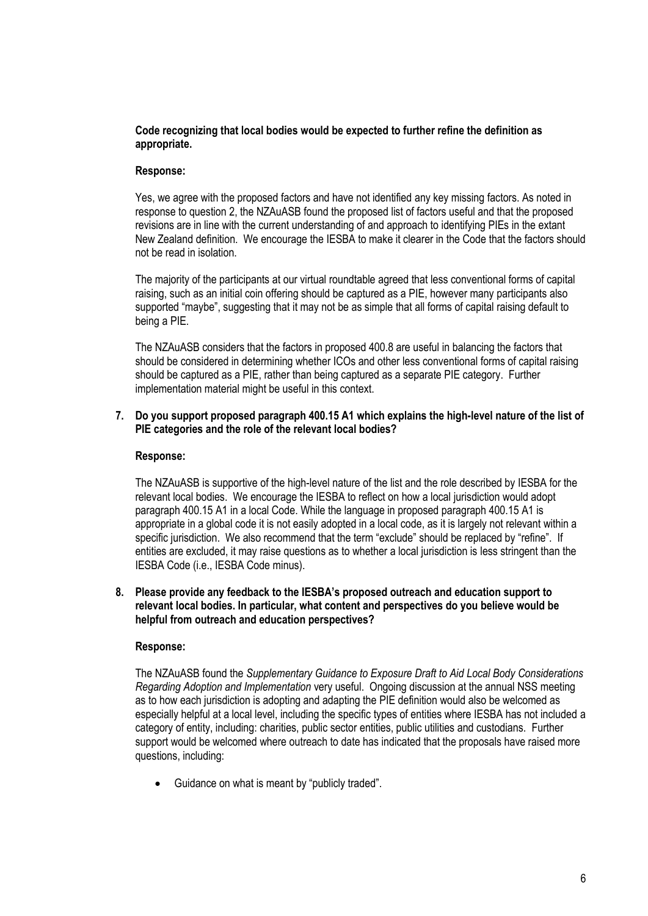**Code recognizing that local bodies would be expected to further refine the definition as appropriate.**

**Response:**

Yes, we agree with the proposed factors and have not identified any key missing factors. As noted in response to question 2, the NZAuASB found the proposed list of factors useful and that the proposed revisions are in line with the current understanding of and approach to identifying PIEs in the extant New Zealand definition. We encourage the IESBA to make it clearer in the Code that the factors should not be read in isolation.

The majority of the participants at our virtual roundtable agreed that less conventional forms of capital raising, such as an initial coin offering should be captured as a PIE, however many participants also supported "maybe", suggesting that it may not be as simple that all forms of capital raising default to being a PIE.

The NZAuASB considers that the factors in proposed 400.8 are useful in balancing the factors that should be considered in determining whether ICOs and other less conventional forms of capital raising should be captured as a PIE, rather than being captured as a separate PIE category. Further implementation material might be useful in this context.

**7. Do you support proposed paragraph 400.15 A1 which explains the high-level nature of the list of PIE categories and the role of the relevant local bodies?**

**Response:**

The NZAuASB is supportive of the high-level nature of the list and the role described by IESBA for the relevant local bodies. We encourage the IESBA to reflect on how a local jurisdiction would adopt paragraph 400.15 A1 in a local Code. While the language in proposed paragraph 400.15 A1 is appropriate in a global code it is not easily adopted in a local code, as it is largely not relevant within a specific jurisdiction. We also recommend that the term "exclude" should be replaced by "refine". If entities are excluded, it may raise questions as to whether a local jurisdiction is less stringent than the IESBA Code (i.e., IESBA Code minus).

**8. Please provide any feedback to the IESBA's proposed outreach and education support to relevant local bodies. In particular, what content and perspectives do you believe would be helpful from outreach and education perspectives?**

**Response:**

The NZAuASB found the *Supplementary Guidance to Exposure Draft to Aid Local Body Considerations Regarding Adoption and Implementation* very useful. Ongoing discussion at the annual NSS meeting as to how each jurisdiction is adopting and adapting the PIE definition would also be welcomed as especially helpful at a local level, including the specific types of entities where IESBA has not included a category of entity, including: charities, public sector entities, public utilities and custodians. Further support would be welcomed where outreach to date has indicated that the proposals have raised more questions, including:

- Guidance on what is meant by "publicly traded".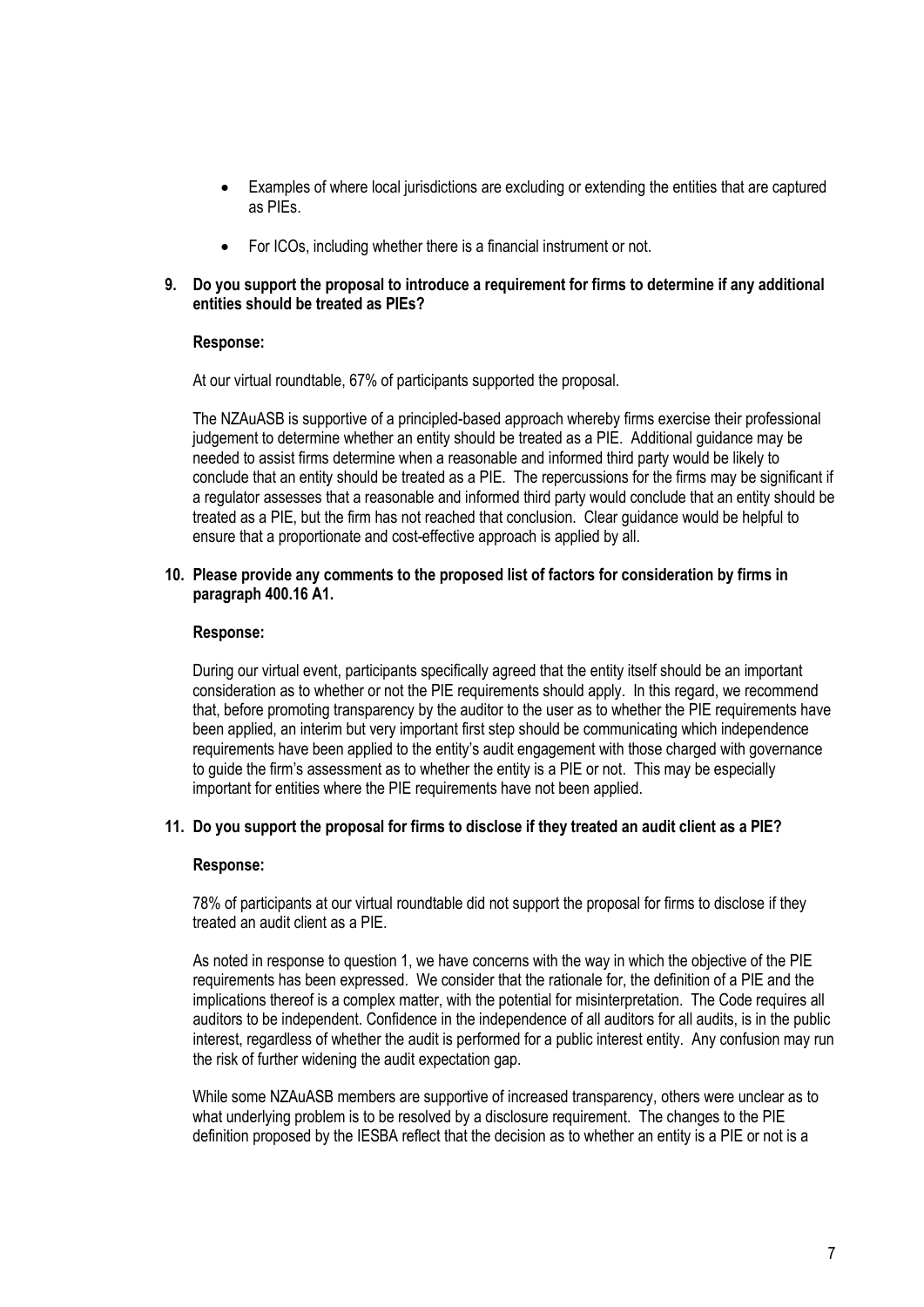- Examples of where local jurisdictions are excluding or extending the entities that are captured as PIEs.
- For ICOs, including whether there is a financial instrument or not.

**9. Do you support the proposal to introduce a requirement for firms to determine if any additional entities should be treated as PIEs?**

**Response:**

At our virtual roundtable, 67% of participants supported the proposal.

The NZAuASB is supportive of a principled-based approach whereby firms exercise their professional judgement to determine whether an entity should be treated as a PIE. Additional guidance may be needed to assist firms determine when a reasonable and informed third party would be likely to conclude that an entity should be treated as a PIE. The repercussions for the firms may be significant if a regulator assesses that a reasonable and informed third party would conclude that an entity should be treated as a PIE, but the firm has not reached that conclusion. Clear guidance would be helpful to ensure that a proportionate and cost-effective approach is applied by all.

**10. Please provide any comments to the proposed list of factors for consideration by firms in paragraph 400.16 A1.**

**Response:**

During our virtual event, participants specifically agreed that the entity itself should be an important consideration as to whether or not the PIE requirements should apply. In this regard, we recommend that, before promoting transparency by the auditor to the user as to whether the PIE requirements have been applied, an interim but very important first step should be communicating which independence requirements have been applied to the entity's audit engagement with those charged with governance to guide the firm's assessment as to whether the entity is a PIE or not. This may be especially important for entities where the PIE requirements have not been applied.

**11. Do you support the proposal for firms to disclose if they treated an audit client as a PIE?**

**Response:**

78% of participants at our virtual roundtable did not support the proposal for firms to disclose if they treated an audit client as a PIE.

As noted in response to question 1, we have concerns with the way in which the objective of the PIE requirements has been expressed. We consider that the rationale for, the definition of a PIE and the implications thereof is a complex matter, with the potential for misinterpretation. The Code requires all auditors to be independent. Confidence in the independence of all auditors for all audits, is in the public interest, regardless of whether the audit is performed for a public interest entity. Any confusion may run the risk of further widening the audit expectation gap.

While some NZAuASB members are supportive of increased transparency, others were unclear as to what underlying problem is to be resolved by a disclosure requirement. The changes to the PIE definition proposed by the IESBA reflect that the decision as to whether an entity is a PIE or not is a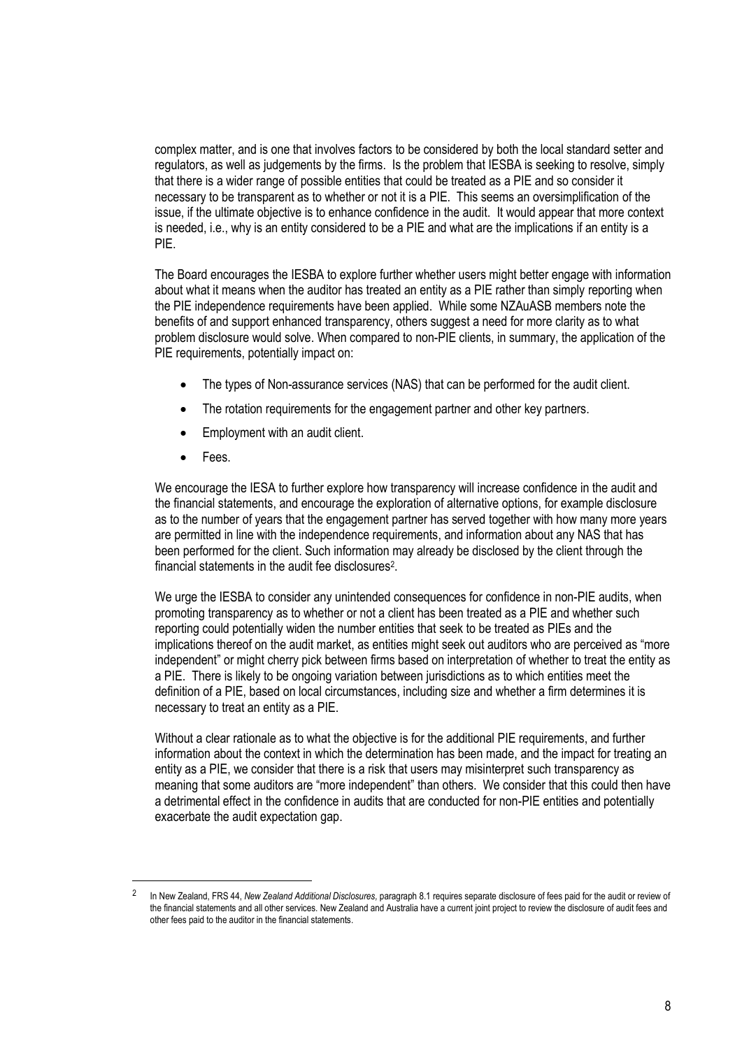complex matter, and is one that involves factors to be considered by both the local standard setter and regulators, as well as judgements by the firms. Is the problem that IESBA is seeking to resolve, simply that there is a wider range of possible entities that could be treated as a PIE and so consider it necessary to be transparent as to whether or not it is a PIE. This seems an oversimplification of the issue, if the ultimate objective is to enhance confidence in the audit. It would appear that more context is needed, i.e., why is an entity considered to be a PIE and what are the implications if an entity is a PIE.

The Board encourages the IESBA to explore further whether users might better engage with information about what it means when the auditor has treated an entity as a PIE rather than simply reporting when the PIE independence requirements have been applied. While some NZAuASB members note the benefits of and support enhanced transparency, others suggest a need for more clarity as to what problem disclosure would solve. When compared to non-PIE clients, in summary, the application of the PIE requirements, potentially impact on:

- The types of Non-assurance services (NAS) that can be performed for the audit client.
- The rotation requirements for the engagement partner and other key partners.
- Employment with an audit client.
- Fees.

We encourage the IESA to further explore how transparency will increase confidence in the audit and the financial statements, and encourage the exploration of alternative options, for example disclosure as to the number of years that the engagement partner has served together with how many more years are permitted in line with the independence requirements, and information about any NAS that has been performed for the client. Such information may already be disclosed by the client through the financial statements in the audit fee disclosures[2].

We urge the IESBA to consider any unintended consequences for confidence in non-PIE audits, when promoting transparency as to whether or not a client has been treated as a PIE and whether such reporting could potentially widen the number entities that seek to be treated as PIEs and the implications thereof on the audit market, as entities might seek out auditors who are perceived as "more independent" or might cherry pick between firms based on interpretation of whether to treat the entity as a PIE. There is likely to be ongoing variation between jurisdictions as to which entities meet the definition of a PIE, based on local circumstances, including size and whether a firm determines it is necessary to treat an entity as a PIE.

Without a clear rationale as to what the objective is for the additional PIE requirements, and further information about the context in which the determination has been made, and the impact for treating an entity as a PIE, we consider that there is a risk that users may misinterpret such transparency as meaning that some auditors are "more independent" than others. We consider that this could then have a detrimental effect in the confidence in audits that are conducted for non-PIE entities and potentially exacerbate the audit expectation gap.

---

[2] In New Zealand, FRS 44, *New Zealand Additional Disclosures*, paragraph 8.1 requires separate disclosure of fees paid for the audit or review of the financial statements and all other services. New Zealand and Australia have a current joint project to review the disclosure of audit fees and other fees paid to the auditor in the financial statements.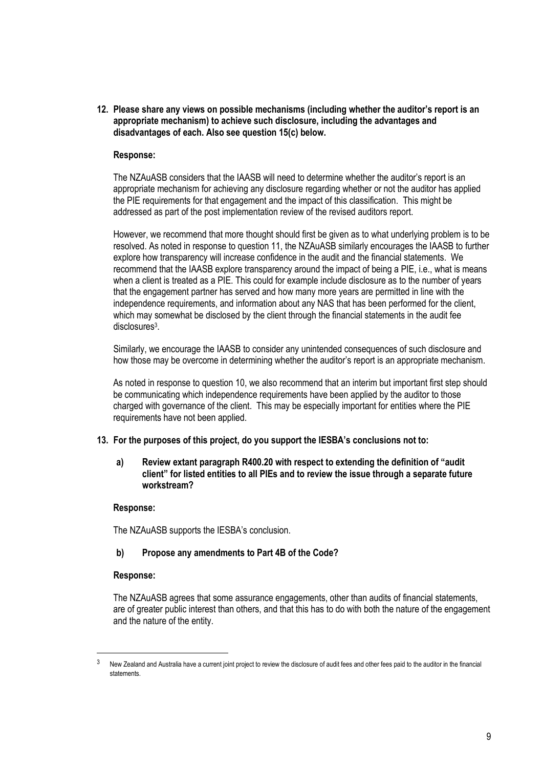**12. Please share any views on possible mechanisms (including whether the auditor's report is an appropriate mechanism) to achieve such disclosure, including the advantages and disadvantages of each. Also see question 15(c) below.**

**Response:**

The NZAuASB considers that the IAASB will need to determine whether the auditor's report is an appropriate mechanism for achieving any disclosure regarding whether or not the auditor has applied the PIE requirements for that engagement and the impact of this classification. This might be addressed as part of the post implementation review of the revised auditors report.

However, we recommend that more thought should first be given as to what underlying problem is to be resolved. As noted in response to question 11, the NZAuASB similarly encourages the IAASB to further explore how transparency will increase confidence in the audit and the financial statements. We recommend that the IAASB explore transparency around the impact of being a PIE, i.e., what is means when a client is treated as a PIE. This could for example include disclosure as to the number of years that the engagement partner has served and how many more years are permitted in line with the independence requirements, and information about any NAS that has been performed for the client, which may somewhat be disclosed by the client through the financial statements in the audit fee disclosures[3].

Similarly, we encourage the IAASB to consider any unintended consequences of such disclosure and how those may be overcome in determining whether the auditor's report is an appropriate mechanism.

As noted in response to question 10, we also recommend that an interim but important first step should be communicating which independence requirements have been applied by the auditor to those charged with governance of the client. This may be especially important for entities where the PIE requirements have not been applied.

**13. For the purposes of this project, do you support the IESBA's conclusions not to:**

**a) Review extant paragraph R400.20 with respect to extending the definition of "audit client" for listed entities to all PIEs and to review the issue through a separate future workstream?**

**Response:**

The NZAuASB supports the IESBA's conclusion.

**b) Propose any amendments to Part 4B of the Code?**

**Response:**

The NZAuASB agrees that some assurance engagements, other than audits of financial statements, are of greater public interest than others, and that this has to do with both the nature of the engagement and the nature of the entity.

---

[3] New Zealand and Australia have a current joint project to review the disclosure of audit fees and other fees paid to the auditor in the financial statements.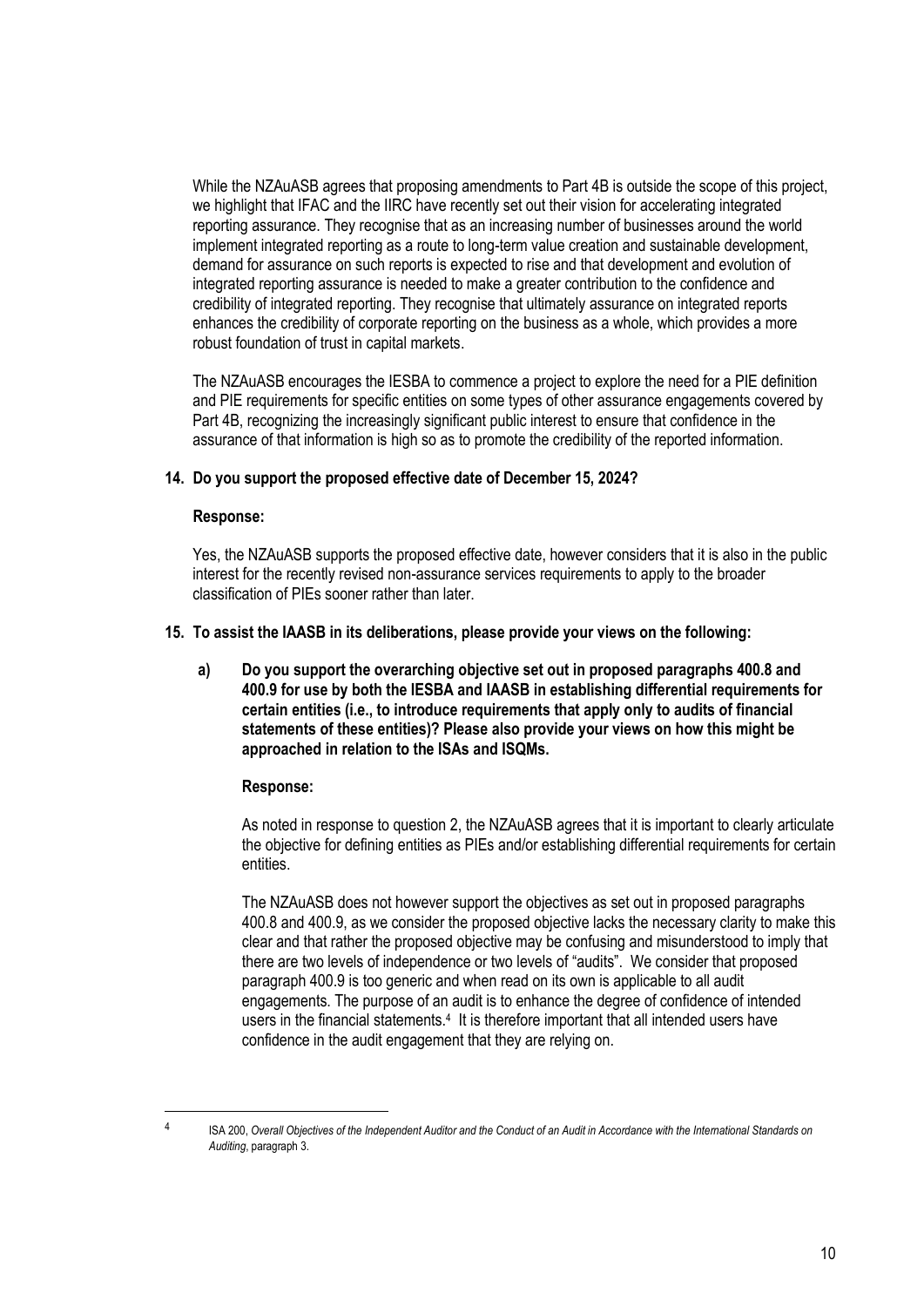While the NZAuASB agrees that proposing amendments to Part 4B is outside the scope of this project, we highlight that IFAC and the IIRC have recently set out their vision for accelerating integrated reporting assurance. They recognise that as an increasing number of businesses around the world implement integrated reporting as a route to long-term value creation and sustainable development, demand for assurance on such reports is expected to rise and that development and evolution of integrated reporting assurance is needed to make a greater contribution to the confidence and credibility of integrated reporting. They recognise that ultimately assurance on integrated reports enhances the credibility of corporate reporting on the business as a whole, which provides a more robust foundation of trust in capital markets.

The NZAuASB encourages the IESBA to commence a project to explore the need for a PIE definition and PIE requirements for specific entities on some types of other assurance engagements covered by Part 4B, recognizing the increasingly significant public interest to ensure that confidence in the assurance of that information is high so as to promote the credibility of the reported information.

**14. Do you support the proposed effective date of December 15, 2024?**

**Response:**

Yes, the NZAuASB supports the proposed effective date, however considers that it is also in the public interest for the recently revised non-assurance services requirements to apply to the broader classification of PIEs sooner rather than later.

**15. To assist the IAASB in its deliberations, please provide your views on the following:**

**a) Do you support the overarching objective set out in proposed paragraphs 400.8 and 400.9 for use by both the IESBA and IAASB in establishing differential requirements for certain entities (i.e., to introduce requirements that apply only to audits of financial statements of these entities)? Please also provide your views on how this might be approached in relation to the ISAs and ISQMs.**

**Response:**

As noted in response to question 2, the NZAuASB agrees that it is important to clearly articulate the objective for defining entities as PIEs and/or establishing differential requirements for certain entities.

The NZAuASB does not however support the objectives as set out in proposed paragraphs 400.8 and 400.9, as we consider the proposed objective lacks the necessary clarity to make this clear and that rather the proposed objective may be confusing and misunderstood to imply that there are two levels of independence or two levels of "audits". We consider that proposed paragraph 400.9 is too generic and when read on its own is applicable to all audit engagements. The purpose of an audit is to enhance the degree of confidence of intended users in the financial statements.[4] It is therefore important that all intended users have confidence in the audit engagement that they are relying on.

[4] ISA 200, *Overall Objectives of the Independent Auditor and the Conduct of an Audit in Accordance with the International Standards on Auditing*, paragraph 3.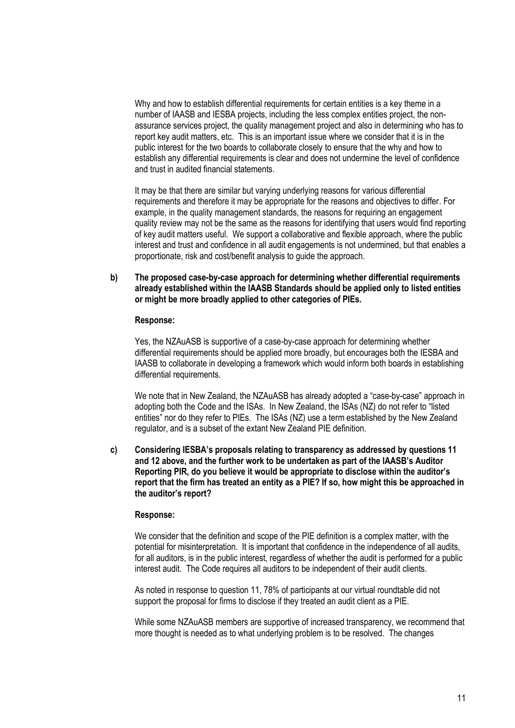Why and how to establish differential requirements for certain entities is a key theme in a number of IAASB and IESBA projects, including the less complex entities project, the non-assurance services project, the quality management project and also in determining who has to report key audit matters, etc. This is an important issue where we consider that it is in the public interest for the two boards to collaborate closely to ensure that the why and how to establish any differential requirements is clear and does not undermine the level of confidence and trust in audited financial statements.

It may be that there are similar but varying underlying reasons for various differential requirements and therefore it may be appropriate for the reasons and objectives to differ. For example, in the quality management standards, the reasons for requiring an engagement quality review may not be the same as the reasons for identifying that users would find reporting of key audit matters useful. We support a collaborative and flexible approach, where the public interest and trust and confidence in all audit engagements is not undermined, but that enables a proportionate, risk and cost/benefit analysis to guide the approach.

**b) The proposed case-by-case approach for determining whether differential requirements already established within the IAASB Standards should be applied only to listed entities or might be more broadly applied to other categories of PIEs.**

**Response:**

Yes, the NZAuASB is supportive of a case-by-case approach for determining whether differential requirements should be applied more broadly, but encourages both the IESBA and IAASB to collaborate in developing a framework which would inform both boards in establishing differential requirements.

We note that in New Zealand, the NZAuASB has already adopted a "case-by-case" approach in adopting both the Code and the ISAs. In New Zealand, the ISAs (NZ) do not refer to "listed entities" nor do they refer to PIEs. The ISAs (NZ) use a term established by the New Zealand regulator, and is a subset of the extant New Zealand PIE definition.

**c) Considering IESBA's proposals relating to transparency as addressed by questions 11 and 12 above, and the further work to be undertaken as part of the IAASB's Auditor Reporting PIR, do you believe it would be appropriate to disclose within the auditor's report that the firm has treated an entity as a PIE? If so, how might this be approached in the auditor's report?**

**Response:**

We consider that the definition and scope of the PIE definition is a complex matter, with the potential for misinterpretation. It is important that confidence in the independence of all audits, for all auditors, is in the public interest, regardless of whether the audit is performed for a public interest audit. The Code requires all auditors to be independent of their audit clients.

As noted in response to question 11, 78% of participants at our virtual roundtable did not support the proposal for firms to disclose if they treated an audit client as a PIE.

While some NZAuASB members are supportive of increased transparency, we recommend that more thought is needed as to what underlying problem is to be resolved. The changes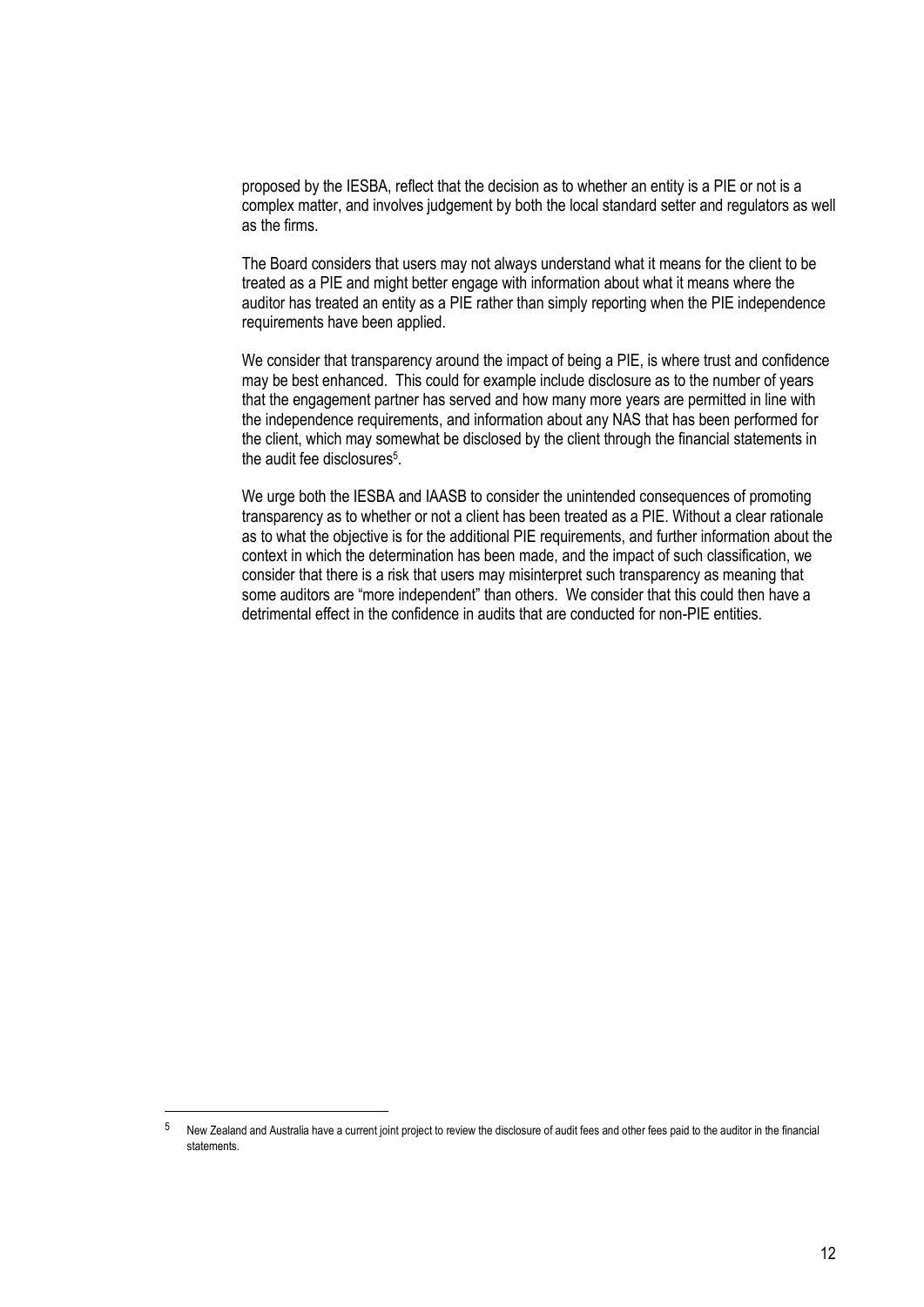proposed by the IESBA, reflect that the decision as to whether an entity is a PIE or not is a complex matter, and involves judgement by both the local standard setter and regulators as well as the firms.

The Board considers that users may not always understand what it means for the client to be treated as a PIE and might better engage with information about what it means where the auditor has treated an entity as a PIE rather than simply reporting when the PIE independence requirements have been applied.

We consider that transparency around the impact of being a PIE, is where trust and confidence may be best enhanced. This could for example include disclosure as to the number of years that the engagement partner has served and how many more years are permitted in line with the independence requirements, and information about any NAS that has been performed for the client, which may somewhat be disclosed by the client through the financial statements in the audit fee disclosures[5].

We urge both the IESBA and IAASB to consider the unintended consequences of promoting transparency as to whether or not a client has been treated as a PIE. Without a clear rationale as to what the objective is for the additional PIE requirements, and further information about the context in which the determination has been made, and the impact of such classification, we consider that there is a risk that users may misinterpret such transparency as meaning that some auditors are "more independent" than others. We consider that this could then have a detrimental effect in the confidence in audits that are conducted for non-PIE entities.

---

[5] New Zealand and Australia have a current joint project to review the disclosure of audit fees and other fees paid to the auditor in the financial statements.